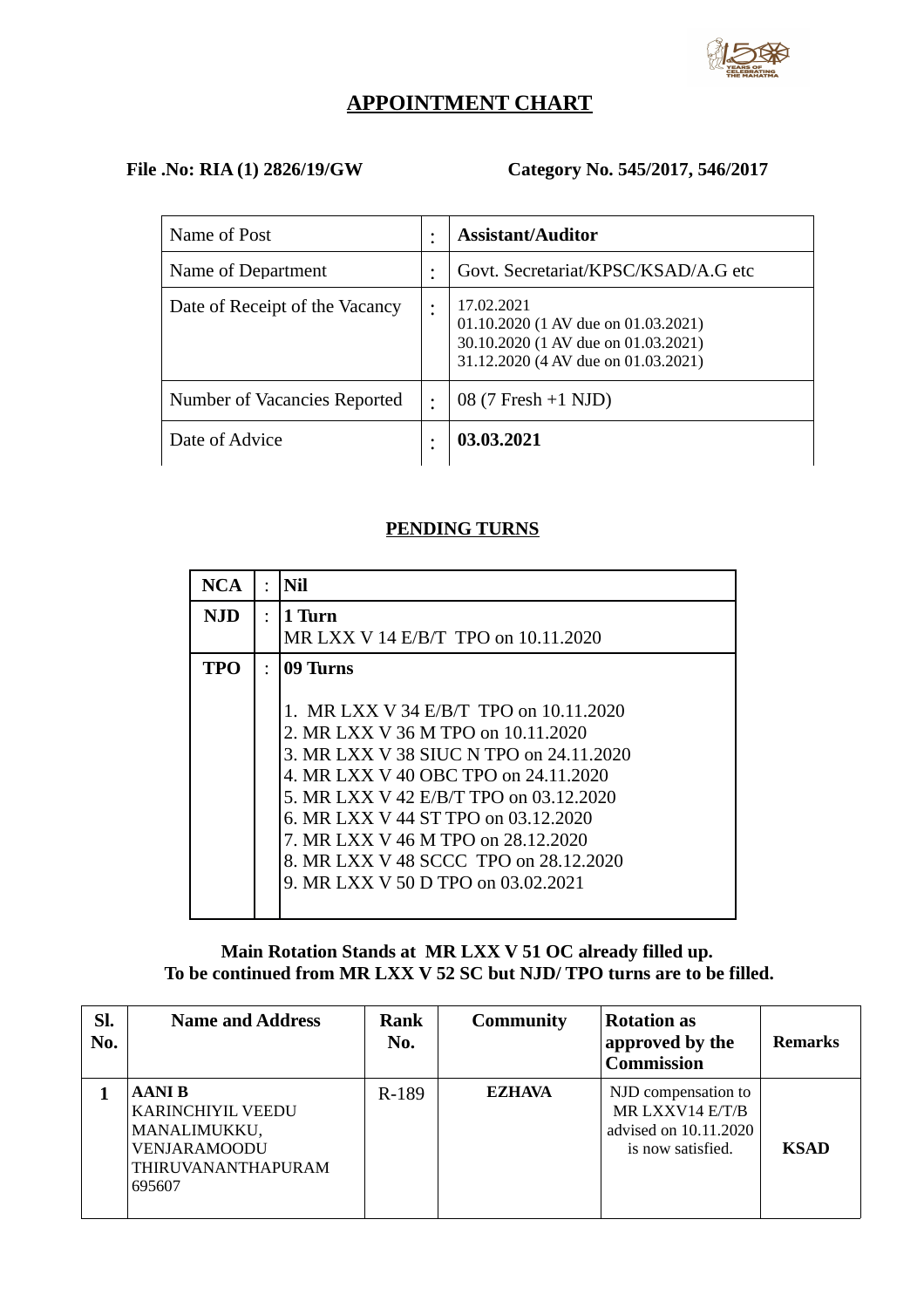# APPOINTMENT CHART

**File .No: RIA (1) 2826/19/GW** **Category No. 545/2017, 546/2017**

| | | |
|---|---|---|
| Name of Post | : | **Assistant/Auditor** |
| Name of Department | : | Govt. Secretariat/KPSC/KSAD/A.G etc |
| Date of Receipt of the Vacancy | : | 17.02.2021<br>01.10.2020 (1 AV due on 01.03.2021)<br>30.10.2020 (1 AV due on 01.03.2021)<br>31.12.2020 (4 AV due on 01.03.2021) |
| Number of Vacancies Reported | : | 08 (7 Fresh +1 NJD) |
| Date of Advice | : | **03.03.2021** |

## PENDING TURNS

| | | |
|---|---|---|
| **NCA** | : | **Nil** |
| **NJD** | : | **1 Turn**<br>MR LXX V 14 E/B/T TPO on 10.11.2020 |
| **TPO** | : | **09 Turns**<br>1. MR LXX V 34 E/B/T TPO on 10.11.2020<br>2. MR LXX V 36 M TPO on 10.11.2020<br>3. MR LXX V 38 SIUC N TPO on 24.11.2020<br>4. MR LXX V 40 OBC TPO on 24.11.2020<br>5. MR LXX V 42 E/B/T TPO on 03.12.2020<br>6. MR LXX V 44 ST TPO on 03.12.2020<br>7. MR LXX V 46 M TPO on 28.12.2020<br>8. MR LXX V 48 SCCC TPO on 28.12.2020<br>9. MR LXX V 50 D TPO on 03.02.2021 |

**Main Rotation Stands at MR LXX V 51 OC already filled up.**
**To be continued from MR LXX V 52 SC but NJD/ TPO turns are to be filled.**

| Sl. No. | Name and Address | Rank No. | Community | Rotation as approved by the Commission | Remarks |
|---|---|---|---|---|---|
| **1** | **AANI B**<br>KARINCHIYIL VEEDU<br>MANALIMUKKU,<br>VENJARAMOODU<br>THIRUVANANTHAPURAM<br>695607 | R-189 | **EZHAVA** | NJD compensation to MR LXXV14 E/T/B advised on 10.11.2020 is now satisfied. | **KSAD** |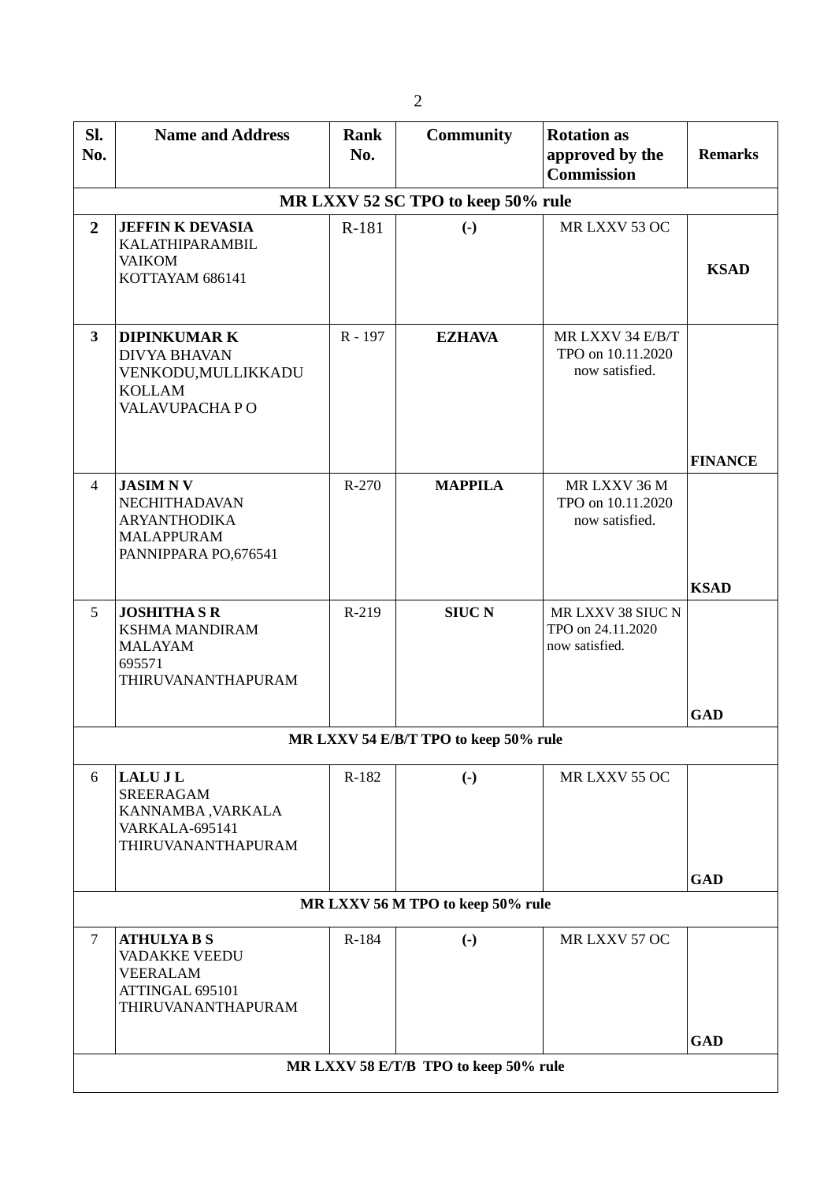| Sl. No. | Name and Address | Rank No. | Community | Rotation as approved by the Commission | Remarks |
|---|---|---|---|---|---|
| **MR LXXV 52 SC TPO to keep 50% rule** | | | | | |
| **2** | **JEFFIN K DEVASIA** KALATHIPARAMBIL VAIKOM KOTTAYAM 686141 | R-181 | **(-)** | MR LXXV 53 OC | **KSAD** |
| **3** | **DIPINKUMAR K** DIVYA BHAVAN VENKODU,MULLIKKADU KOLLAM VALAVUPACHA P O | R - 197 | **EZHAVA** | MR LXXV 34 E/B/T TPO on 10.11.2020 now satisfied. | **FINANCE** |
| 4 | **JASIM N V** NECHITHADAVAN ARYANTHODIKA MALAPPURAM PANNIPPARA PO,676541 | R-270 | **MAPPILA** | MR LXXV 36 M TPO on 10.11.2020 now satisfied. | **KSAD** |
| 5 | **JOSHITHA S R** KSHMA MANDIRAM MALAYAM 695571 THIRUVANANTHAPURAM | R-219 | **SIUC N** | MR LXXV 38 SIUC N TPO on 24.11.2020 now satisfied. | **GAD** |
| **MR LXXV 54 E/B/T TPO to keep 50% rule** | | | | | |
| 6 | **LALU J L** SREERAGAM KANNAMBA ,VARKALA VARKALA-695141 THIRUVANANTHAPURAM | R-182 | **(-)** | MR LXXV 55 OC | **GAD** |
| **MR LXXV 56 M TPO to keep 50% rule** | | | | | |
| 7 | **ATHULYA B S** VADAKKE VEEDU VEERALAM ATTINGAL 695101 THIRUVANANTHAPURAM | R-184 | **(-)** | MR LXXV 57 OC | **GAD** |
| **MR LXXV 58 E/T/B TPO to keep 50% rule** | | | | | |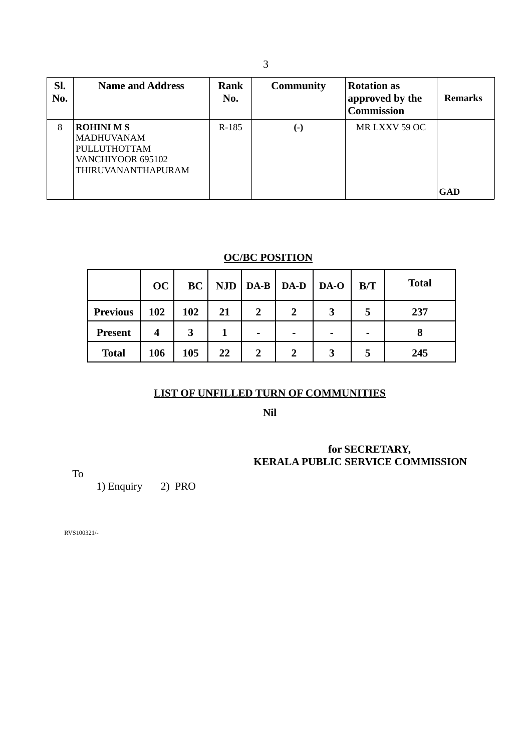| Sl. No. | Name and Address | Rank No. | Community | Rotation as approved by the Commission | Remarks |
|---|---|---|---|---|---|
| 8 | **ROHINI M S**<br>MADHUVANAM<br>PULLUTHOTTAM<br>VANCHIYOOR 695102<br>THIRUVANANTHAPURAM | R-185 | (-) | MR LXXV 59 OC | **GAD** |

**OC/BC POSITION**

| | OC | BC | NJD | DA-B | DA-D | DA-O | B/T | Total |
|---|---|---|---|---|---|---|---|---|
| **Previous** | 102 | 102 | 21 | 2 | 2 | 3 | 5 | 237 |
| **Present** | 4 | 3 | 1 | - | - | - | - | 8 |
| **Total** | 106 | 105 | 22 | 2 | 2 | 3 | 5 | 245 |

**LIST OF UNFILLED TURN OF COMMUNITIES**

**Nil**

**for SECRETARY,**
**KERALA PUBLIC SERVICE COMMISSION**

To
1) Enquiry 2) PRO

RVS100321/-